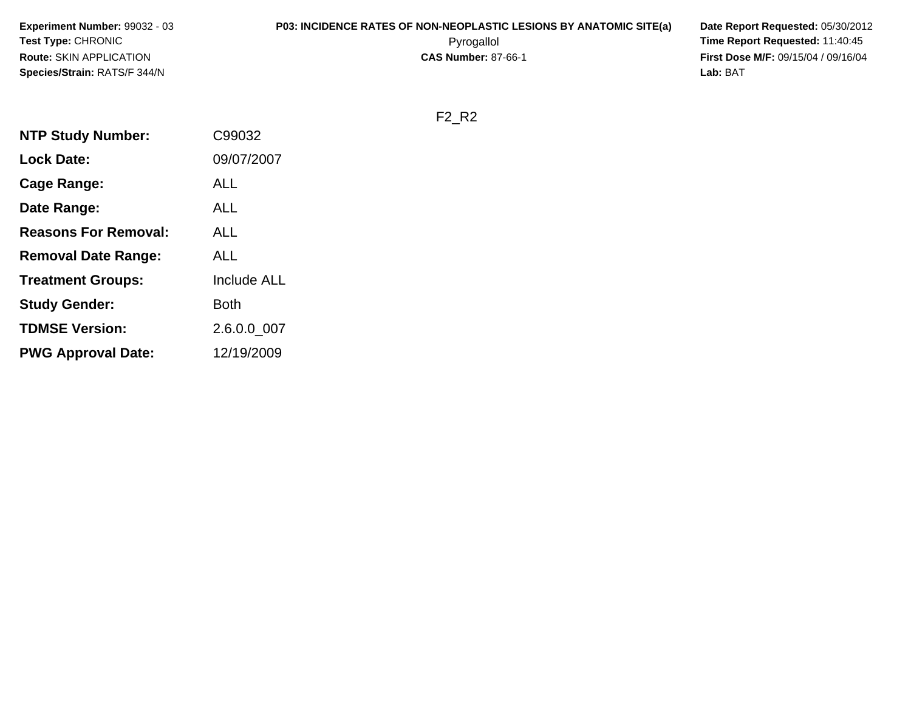**Experiment Number:** 99032 - 03
**Test Type:** CHRONIC
**Route:** SKIN APPLICATION
**Species/Strain:** RATS/F 344/N

**P03: INCIDENCE RATES OF NON-NEOPLASTIC LESIONS BY ANATOMIC SITE(a)**
Pyrogallol
**CAS Number:** 87-66-1

**Date Report Requested:** 05/30/2012
**Time Report Requested:** 11:40:45
**First Dose M/F:** 09/15/04 / 09/16/04
**Lab:** BAT

F2_R2

| | |
|---|---|
| **NTP Study Number:** | C99032 |
| **Lock Date:** | 09/07/2007 |
| **Cage Range:** | ALL |
| **Date Range:** | ALL |
| **Reasons For Removal:** | ALL |
| **Removal Date Range:** | ALL |
| **Treatment Groups:** | Include ALL |
| **Study Gender:** | Both |
| **TDMSE Version:** | 2.6.0.0_007 |
| **PWG Approval Date:** | 12/19/2009 |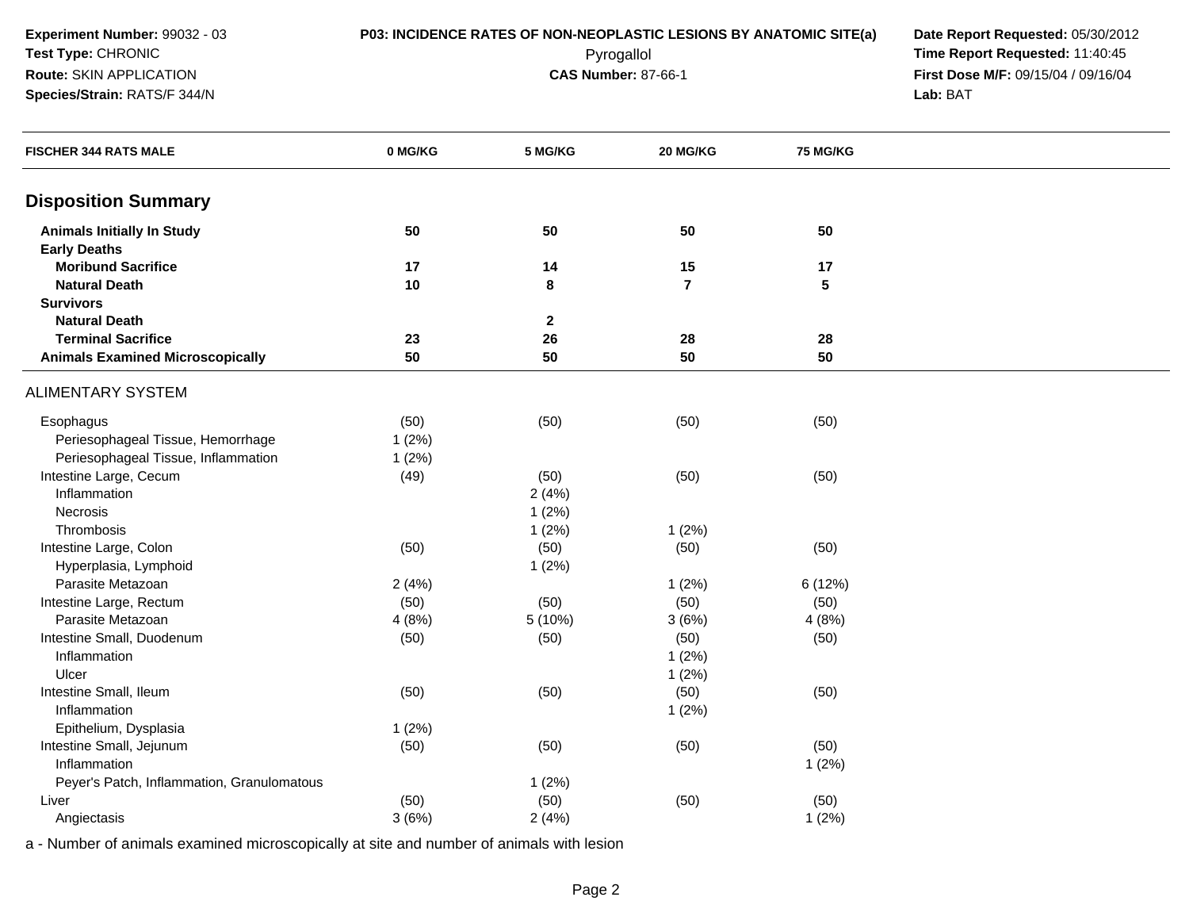**Experiment Number:** 99032 - 03
**Test Type:** CHRONIC
**Route:** SKIN APPLICATION
**Species/Strain:** RATS/F 344/N

**P03: INCIDENCE RATES OF NON-NEOPLASTIC LESIONS BY ANATOMIC SITE(a)**
Pyrogallol
**CAS Number:** 87-66-1

**Date Report Requested:** 05/30/2012
**Time Report Requested:** 11:40:45
**First Dose M/F:** 09/15/04 / 09/16/04
**Lab:** BAT

| FISCHER 344 RATS MALE | 0 MG/KG | 5 MG/KG | 20 MG/KG | 75 MG/KG |
|---|---|---|---|---|
| **Disposition Summary** | | | | |
| **Animals Initially In Study** | **50** | **50** | **50** | **50** |
| **Early Deaths** | | | | |
| **Moribund Sacrifice** | **17** | **14** | **15** | **17** |
| **Natural Death** | **10** | **8** | **7** | **5** |
| **Survivors** | | | | |
| **Natural Death** | | **2** | | |
| **Terminal Sacrifice** | **23** | **26** | **28** | **28** |
| **Animals Examined Microscopically** | **50** | **50** | **50** | **50** |
| ALIMENTARY SYSTEM | | | | |
| Esophagus | (50) | (50) | (50) | (50) |
| Periesophageal Tissue, Hemorrhage | 1 (2%) | | | |
| Periesophageal Tissue, Inflammation | 1 (2%) | | | |
| Intestine Large, Cecum | (49) | (50) | (50) | (50) |
| Inflammation | | 2 (4%) | | |
| Necrosis | | 1 (2%) | | |
| Thrombosis | | 1 (2%) | 1 (2%) | |
| Intestine Large, Colon | (50) | (50) | (50) | (50) |
| Hyperplasia, Lymphoid | | 1 (2%) | | |
| Parasite Metazoan | 2 (4%) | | 1 (2%) | 6 (12%) |
| Intestine Large, Rectum | (50) | (50) | (50) | (50) |
| Parasite Metazoan | 4 (8%) | 5 (10%) | 3 (6%) | 4 (8%) |
| Intestine Small, Duodenum | (50) | (50) | (50) | (50) |
| Inflammation | | | 1 (2%) | |
| Ulcer | | | 1 (2%) | |
| Intestine Small, Ileum | (50) | (50) | (50) | (50) |
| Inflammation | | | 1 (2%) | |
| Epithelium, Dysplasia | 1 (2%) | | | |
| Intestine Small, Jejunum | (50) | (50) | (50) | (50) |
| Inflammation | | | | 1 (2%) |
| Peyer's Patch, Inflammation, Granulomatous | | 1 (2%) | | |
| Liver | (50) | (50) | (50) | (50) |
| Angiectasis | 3 (6%) | 2 (4%) | | 1 (2%) |

a - Number of animals examined microscopically at site and number of animals with lesion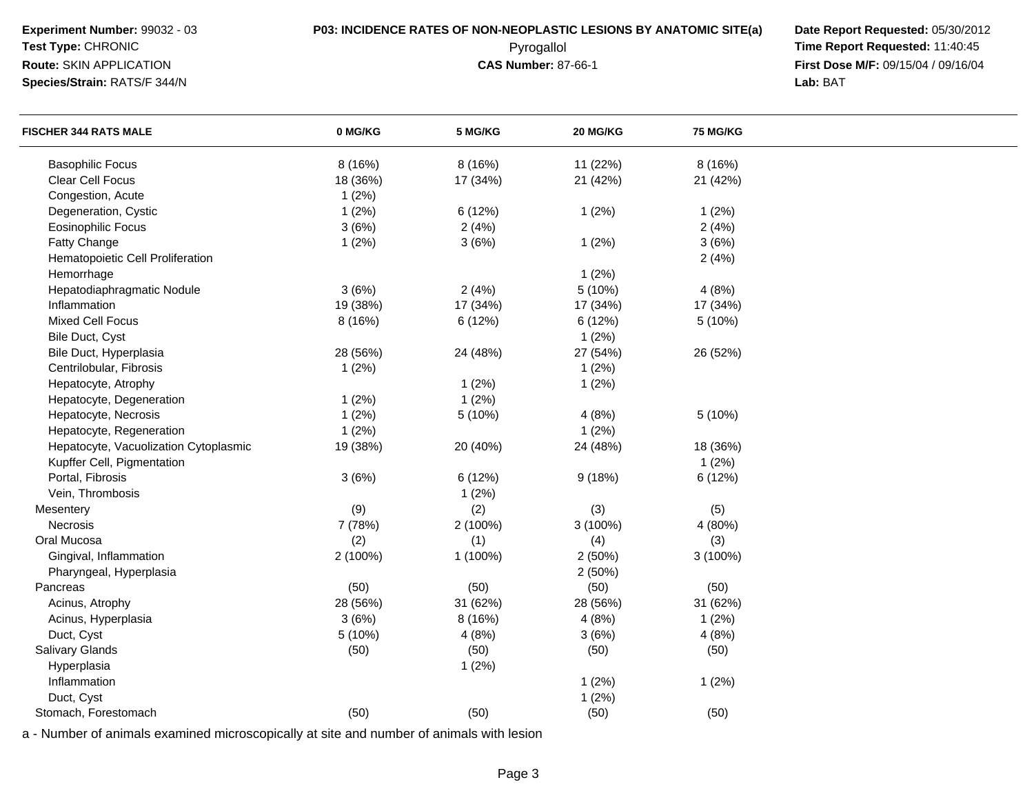**Experiment Number:** 99032 - 03
**Test Type:** CHRONIC
**Route:** SKIN APPLICATION
**Species/Strain:** RATS/F 344/N

**P03: INCIDENCE RATES OF NON-NEOPLASTIC LESIONS BY ANATOMIC SITE(a)**
Pyrogallol
**CAS Number:** 87-66-1

**Date Report Requested:** 05/30/2012
**Time Report Requested:** 11:40:45
**First Dose M/F:** 09/15/04 / 09/16/04
**Lab:** BAT

| FISCHER 344 RATS MALE | 0 MG/KG | 5 MG/KG | 20 MG/KG | 75 MG/KG |
|---|---|---|---|---|
| Basophilic Focus | 8 (16%) | 8 (16%) | 11 (22%) | 8 (16%) |
| Clear Cell Focus | 18 (36%) | 17 (34%) | 21 (42%) | 21 (42%) |
| Congestion, Acute | 1 (2%) | | | |
| Degeneration, Cystic | 1 (2%) | 6 (12%) | 1 (2%) | 1 (2%) |
| Eosinophilic Focus | 3 (6%) | 2 (4%) | | 2 (4%) |
| Fatty Change | 1 (2%) | 3 (6%) | 1 (2%) | 3 (6%) |
| Hematopoietic Cell Proliferation | | | | 2 (4%) |
| Hemorrhage | | | 1 (2%) | |
| Hepatodiaphragmatic Nodule | 3 (6%) | 2 (4%) | 5 (10%) | 4 (8%) |
| Inflammation | 19 (38%) | 17 (34%) | 17 (34%) | 17 (34%) |
| Mixed Cell Focus | 8 (16%) | 6 (12%) | 6 (12%) | 5 (10%) |
| Bile Duct, Cyst | | | 1 (2%) | |
| Bile Duct, Hyperplasia | 28 (56%) | 24 (48%) | 27 (54%) | 26 (52%) |
| Centrilobular, Fibrosis | 1 (2%) | | 1 (2%) | |
| Hepatocyte, Atrophy | | 1 (2%) | 1 (2%) | |
| Hepatocyte, Degeneration | 1 (2%) | 1 (2%) | | |
| Hepatocyte, Necrosis | 1 (2%) | 5 (10%) | 4 (8%) | 5 (10%) |
| Hepatocyte, Regeneration | 1 (2%) | | 1 (2%) | |
| Hepatocyte, Vacuolization Cytoplasmic | 19 (38%) | 20 (40%) | 24 (48%) | 18 (36%) |
| Kupffer Cell, Pigmentation | | | | 1 (2%) |
| Portal, Fibrosis | 3 (6%) | 6 (12%) | 9 (18%) | 6 (12%) |
| Vein, Thrombosis | | 1 (2%) | | |
| Mesentery | (9) | (2) | (3) | (5) |
| Necrosis | 7 (78%) | 2 (100%) | 3 (100%) | 4 (80%) |
| Oral Mucosa | (2) | (1) | (4) | (3) |
| Gingival, Inflammation | 2 (100%) | 1 (100%) | 2 (50%) | 3 (100%) |
| Pharyngeal, Hyperplasia | | | 2 (50%) | |
| Pancreas | (50) | (50) | (50) | (50) |
| Acinus, Atrophy | 28 (56%) | 31 (62%) | 28 (56%) | 31 (62%) |
| Acinus, Hyperplasia | 3 (6%) | 8 (16%) | 4 (8%) | 1 (2%) |
| Duct, Cyst | 5 (10%) | 4 (8%) | 3 (6%) | 4 (8%) |
| Salivary Glands | (50) | (50) | (50) | (50) |
| Hyperplasia | | 1 (2%) | | |
| Inflammation | | | 1 (2%) | 1 (2%) |
| Duct, Cyst | | | 1 (2%) | |
| Stomach, Forestomach | (50) | (50) | (50) | (50) |

a - Number of animals examined microscopically at site and number of animals with lesion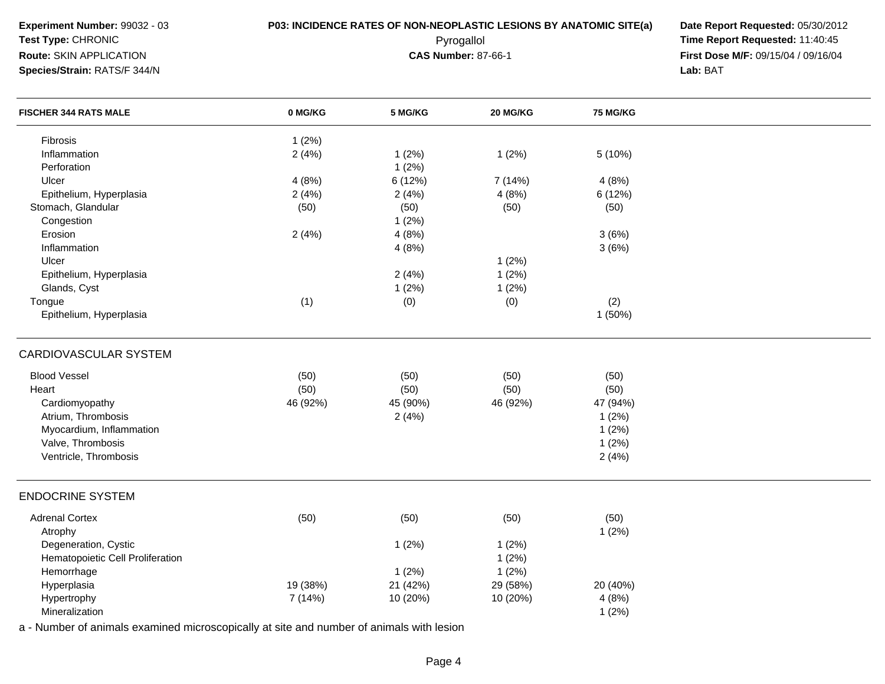**Experiment Number:** 99032 - 03
**Test Type:** CHRONIC
**Route:** SKIN APPLICATION
**Species/Strain:** RATS/F 344/N

**P03: INCIDENCE RATES OF NON-NEOPLASTIC LESIONS BY ANATOMIC SITE(a)**
Pyrogallol
**CAS Number:** 87-66-1

**Date Report Requested:** 05/30/2012
**Time Report Requested:** 11:40:45
**First Dose M/F:** 09/15/04 / 09/16/04
**Lab:** BAT

| FISCHER 344 RATS MALE | 0 MG/KG | 5 MG/KG | 20 MG/KG | 75 MG/KG |
|---|---|---|---|---|
| Fibrosis | 1 (2%) | | | |
| Inflammation | 2 (4%) | 1 (2%) | 1 (2%) | 5 (10%) |
| Perforation | | 1 (2%) | | |
| Ulcer | 4 (8%) | 6 (12%) | 7 (14%) | 4 (8%) |
| Epithelium, Hyperplasia | 2 (4%) | 2 (4%) | 4 (8%) | 6 (12%) |
| Stomach, Glandular | (50) | (50) | (50) | (50) |
| Congestion | | 1 (2%) | | |
| Erosion | 2 (4%) | 4 (8%) | | 3 (6%) |
| Inflammation | | 4 (8%) | | 3 (6%) |
| Ulcer | | | 1 (2%) | |
| Epithelium, Hyperplasia | | 2 (4%) | 1 (2%) | |
| Glands, Cyst | | 1 (2%) | 1 (2%) | |
| Tongue | (1) | (0) | (0) | (2) |
| Epithelium, Hyperplasia | | | | 1 (50%) |
| **CARDIOVASCULAR SYSTEM** | | | | |
| Blood Vessel | (50) | (50) | (50) | (50) |
| Heart | (50) | (50) | (50) | (50) |
| Cardiomyopathy | 46 (92%) | 45 (90%) | 46 (92%) | 47 (94%) |
| Atrium, Thrombosis | | 2 (4%) | | 1 (2%) |
| Myocardium, Inflammation | | | | 1 (2%) |
| Valve, Thrombosis | | | | 1 (2%) |
| Ventricle, Thrombosis | | | | 2 (4%) |
| **ENDOCRINE SYSTEM** | | | | |
| Adrenal Cortex | (50) | (50) | (50) | (50) |
| Atrophy | | | | 1 (2%) |
| Degeneration, Cystic | | 1 (2%) | 1 (2%) | |
| Hematopoietic Cell Proliferation | | | 1 (2%) | |
| Hemorrhage | | 1 (2%) | 1 (2%) | |
| Hyperplasia | 19 (38%) | 21 (42%) | 29 (58%) | 20 (40%) |
| Hypertrophy | 7 (14%) | 10 (20%) | 10 (20%) | 4 (8%) |
| Mineralization | | | | 1 (2%) |

a - Number of animals examined microscopically at site and number of animals with lesion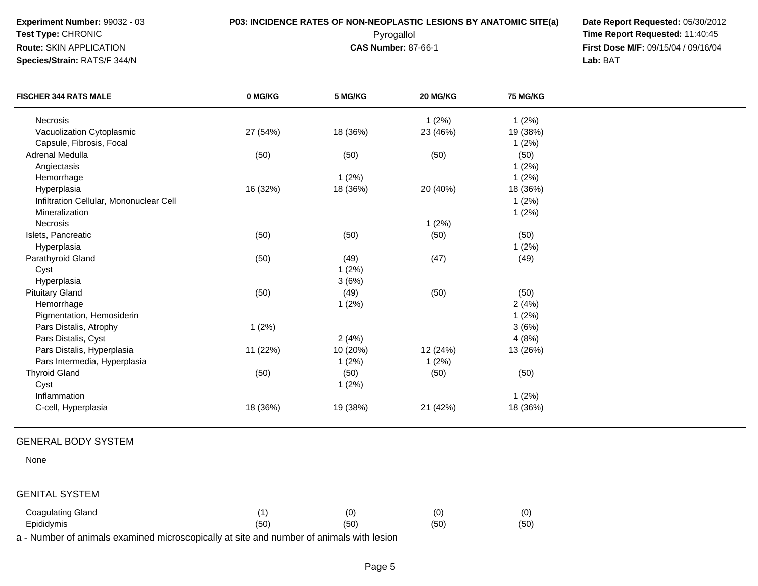**Experiment Number:** 99032 - 03
**Test Type:** CHRONIC
**Route:** SKIN APPLICATION
**Species/Strain:** RATS/F 344/N

**P03: INCIDENCE RATES OF NON-NEOPLASTIC LESIONS BY ANATOMIC SITE(a)**
Pyrogallol
**CAS Number:** 87-66-1

**Date Report Requested:** 05/30/2012
**Time Report Requested:** 11:40:45
**First Dose M/F:** 09/15/04 / 09/16/04
**Lab:** BAT

| FISCHER 344 RATS MALE | 0 MG/KG | 5 MG/KG | 20 MG/KG | 75 MG/KG |
|---|---|---|---|---|
| Necrosis | | | 1 (2%) | 1 (2%) |
| Vacuolization Cytoplasmic | 27 (54%) | 18 (36%) | 23 (46%) | 19 (38%) |
| Capsule, Fibrosis, Focal | | | | 1 (2%) |
| Adrenal Medulla | (50) | (50) | (50) | (50) |
| Angiectasis | | | | 1 (2%) |
| Hemorrhage | | 1 (2%) | | 1 (2%) |
| Hyperplasia | 16 (32%) | 18 (36%) | 20 (40%) | 18 (36%) |
| Infiltration Cellular, Mononuclear Cell | | | | 1 (2%) |
| Mineralization | | | | 1 (2%) |
| Necrosis | | | 1 (2%) | |
| Islets, Pancreatic | (50) | (50) | (50) | (50) |
| Hyperplasia | | | | 1 (2%) |
| Parathyroid Gland | (50) | (49) | (47) | (49) |
| Cyst | | 1 (2%) | | |
| Hyperplasia | | 3 (6%) | | |
| Pituitary Gland | (50) | (49) | (50) | (50) |
| Hemorrhage | | 1 (2%) | | 2 (4%) |
| Pigmentation, Hemosiderin | | | | 1 (2%) |
| Pars Distalis, Atrophy | 1 (2%) | | | 3 (6%) |
| Pars Distalis, Cyst | | 2 (4%) | | 4 (8%) |
| Pars Distalis, Hyperplasia | 11 (22%) | 10 (20%) | 12 (24%) | 13 (26%) |
| Pars Intermedia, Hyperplasia | | 1 (2%) | 1 (2%) | |
| Thyroid Gland | (50) | (50) | (50) | (50) |
| Cyst | | 1 (2%) | | |
| Inflammation | | | | 1 (2%) |
| C-cell, Hyperplasia | 18 (36%) | 19 (38%) | 21 (42%) | 18 (36%) |

GENERAL BODY SYSTEM

None

GENITAL SYSTEM

| | | | | |
|---|---|---|---|---|
| Coagulating Gland | (1) | (0) | (0) | (0) |
| Epididymis | (50) | (50) | (50) | (50) |

a - Number of animals examined microscopically at site and number of animals with lesion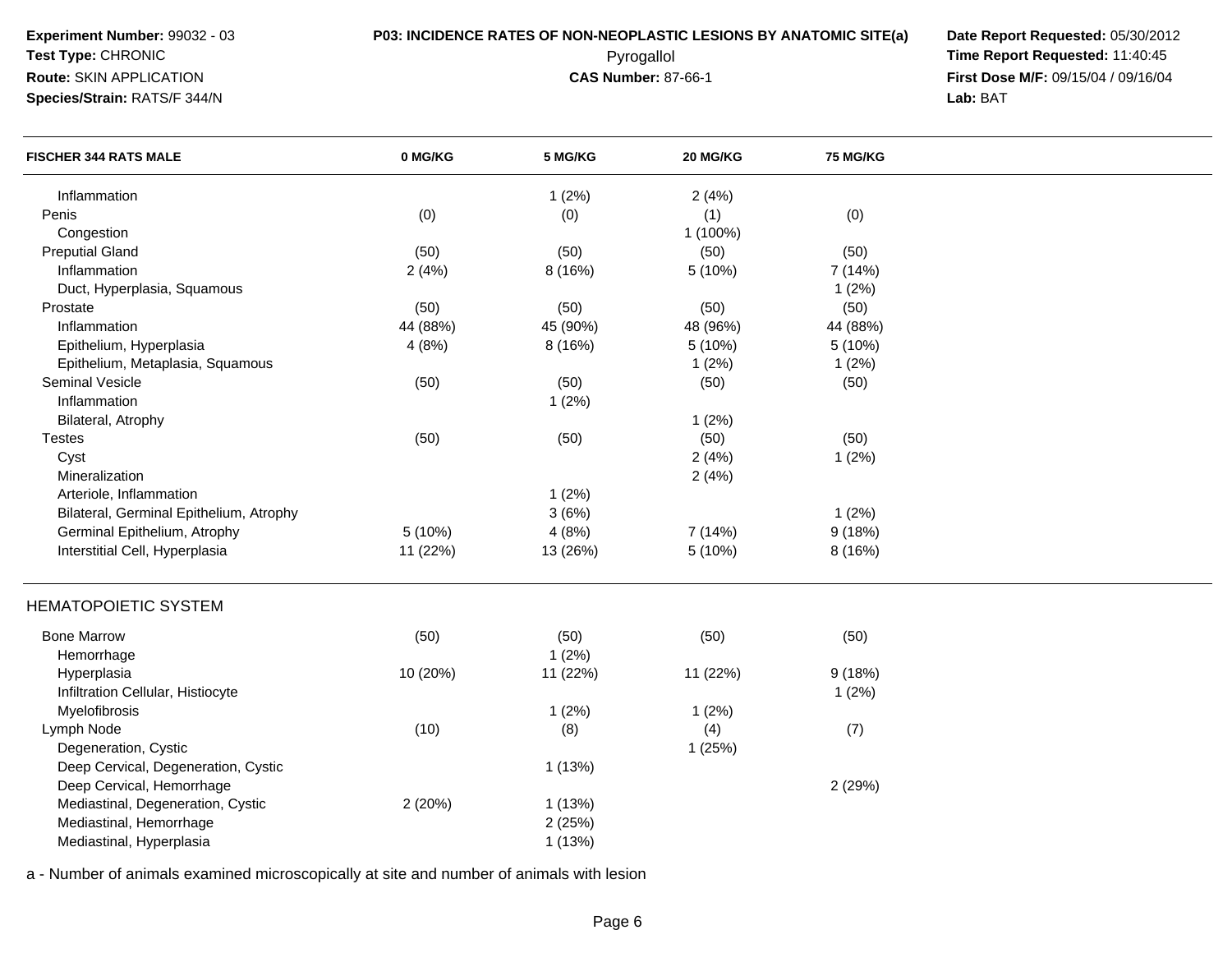**Experiment Number:** 99032 - 03
**Test Type:** CHRONIC
**Route:** SKIN APPLICATION
**Species/Strain:** RATS/F 344/N

**P03: INCIDENCE RATES OF NON-NEOPLASTIC LESIONS BY ANATOMIC SITE(a)**
Pyrogallol
**CAS Number:** 87-66-1

**Date Report Requested:** 05/30/2012
**Time Report Requested:** 11:40:45
**First Dose M/F:** 09/15/04 / 09/16/04
**Lab:** BAT

| FISCHER 344 RATS MALE | 0 MG/KG | 5 MG/KG | 20 MG/KG | 75 MG/KG |
|---|---|---|---|---|
| Inflammation | | 1 (2%) | 2 (4%) | |
| Penis | (0) | (0) | (1) | (0) |
| Congestion | | | 1 (100%) | |
| Preputial Gland | (50) | (50) | (50) | (50) |
| Inflammation | 2 (4%) | 8 (16%) | 5 (10%) | 7 (14%) |
| Duct, Hyperplasia, Squamous | | | | 1 (2%) |
| Prostate | (50) | (50) | (50) | (50) |
| Inflammation | 44 (88%) | 45 (90%) | 48 (96%) | 44 (88%) |
| Epithelium, Hyperplasia | 4 (8%) | 8 (16%) | 5 (10%) | 5 (10%) |
| Epithelium, Metaplasia, Squamous | | | 1 (2%) | 1 (2%) |
| Seminal Vesicle | (50) | (50) | (50) | (50) |
| Inflammation | | 1 (2%) | | |
| Bilateral, Atrophy | | | 1 (2%) | |
| Testes | (50) | (50) | (50) | (50) |
| Cyst | | | 2 (4%) | 1 (2%) |
| Mineralization | | | 2 (4%) | |
| Arteriole, Inflammation | | 1 (2%) | | |
| Bilateral, Germinal Epithelium, Atrophy | | 3 (6%) | | 1 (2%) |
| Germinal Epithelium, Atrophy | 5 (10%) | 4 (8%) | 7 (14%) | 9 (18%) |
| Interstitial Cell, Hyperplasia | 11 (22%) | 13 (26%) | 5 (10%) | 8 (16%) |
| **HEMATOPOIETIC SYSTEM** | | | | |
| Bone Marrow | (50) | (50) | (50) | (50) |
| Hemorrhage | | 1 (2%) | | |
| Hyperplasia | 10 (20%) | 11 (22%) | 11 (22%) | 9 (18%) |
| Infiltration Cellular, Histiocyte | | | | 1 (2%) |
| Myelofibrosis | | 1 (2%) | 1 (2%) | |
| Lymph Node | (10) | (8) | (4) | (7) |
| Degeneration, Cystic | | | 1 (25%) | |
| Deep Cervical, Degeneration, Cystic | | 1 (13%) | | |
| Deep Cervical, Hemorrhage | | | | 2 (29%) |
| Mediastinal, Degeneration, Cystic | 2 (20%) | 1 (13%) | | |
| Mediastinal, Hemorrhage | | 2 (25%) | | |
| Mediastinal, Hyperplasia | | 1 (13%) | | |

a - Number of animals examined microscopically at site and number of animals with lesion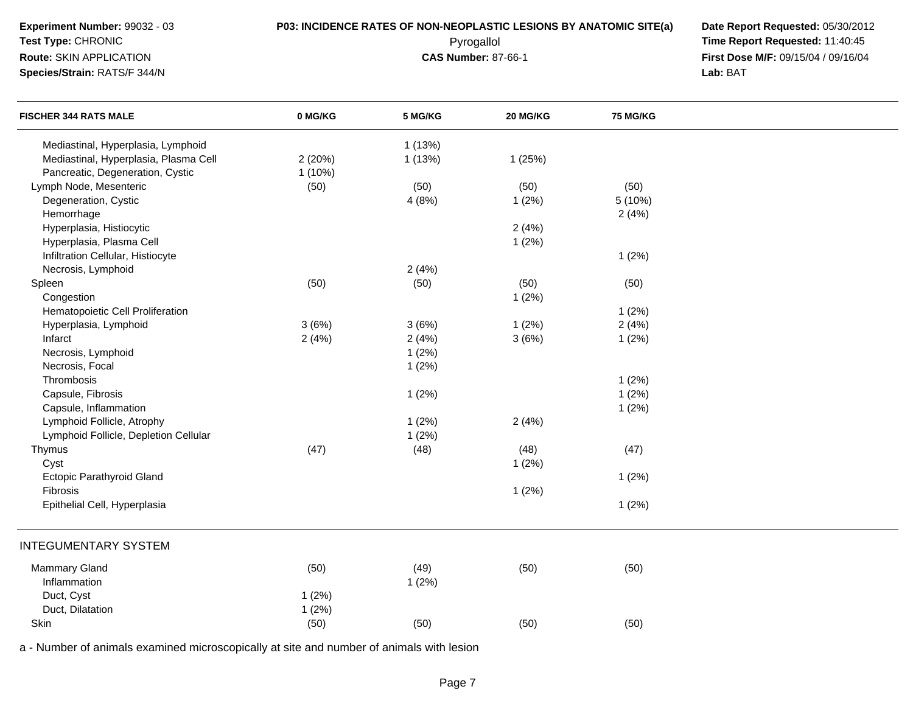**Experiment Number:** 99032 - 03
**Test Type:** CHRONIC
**Route:** SKIN APPLICATION
**Species/Strain:** RATS/F 344/N

**P03: INCIDENCE RATES OF NON-NEOPLASTIC LESIONS BY ANATOMIC SITE(a)**
Pyrogallol
**CAS Number:** 87-66-1

**Date Report Requested:** 05/30/2012
**Time Report Requested:** 11:40:45
**First Dose M/F:** 09/15/04 / 09/16/04
**Lab:** BAT

| FISCHER 344 RATS MALE | 0 MG/KG | 5 MG/KG | 20 MG/KG | 75 MG/KG |
|---|---|---|---|---|
| Mediastinal, Hyperplasia, Lymphoid | | 1 (13%) | | |
| Mediastinal, Hyperplasia, Plasma Cell | 2 (20%) | 1 (13%) | 1 (25%) | |
| Pancreatic, Degeneration, Cystic | 1 (10%) | | | |
| Lymph Node, Mesenteric | (50) | (50) | (50) | (50) |
| Degeneration, Cystic | | 4 (8%) | 1 (2%) | 5 (10%) |
| Hemorrhage | | | | 2 (4%) |
| Hyperplasia, Histiocytic | | | 2 (4%) | |
| Hyperplasia, Plasma Cell | | | 1 (2%) | |
| Infiltration Cellular, Histiocyte | | | | 1 (2%) |
| Necrosis, Lymphoid | | 2 (4%) | | |
| Spleen | (50) | (50) | (50) | (50) |
| Congestion | | | 1 (2%) | |
| Hematopoietic Cell Proliferation | | | | 1 (2%) |
| Hyperplasia, Lymphoid | 3 (6%) | 3 (6%) | 1 (2%) | 2 (4%) |
| Infarct | 2 (4%) | 2 (4%) | 3 (6%) | 1 (2%) |
| Necrosis, Lymphoid | | 1 (2%) | | |
| Necrosis, Focal | | 1 (2%) | | |
| Thrombosis | | | | 1 (2%) |
| Capsule, Fibrosis | | 1 (2%) | | 1 (2%) |
| Capsule, Inflammation | | | | 1 (2%) |
| Lymphoid Follicle, Atrophy | | 1 (2%) | 2 (4%) | |
| Lymphoid Follicle, Depletion Cellular | | 1 (2%) | | |
| Thymus | (47) | (48) | (48) | (47) |
| Cyst | | | 1 (2%) | |
| Ectopic Parathyroid Gland | | | | 1 (2%) |
| Fibrosis | | | 1 (2%) | |
| Epithelial Cell, Hyperplasia | | | | 1 (2%) |
| **INTEGUMENTARY SYSTEM** | | | | |
| Mammary Gland | (50) | (49) | (50) | (50) |
| Inflammation | | 1 (2%) | | |
| Duct, Cyst | 1 (2%) | | | |
| Duct, Dilatation | 1 (2%) | | | |
| Skin | (50) | (50) | (50) | (50) |

a - Number of animals examined microscopically at site and number of animals with lesion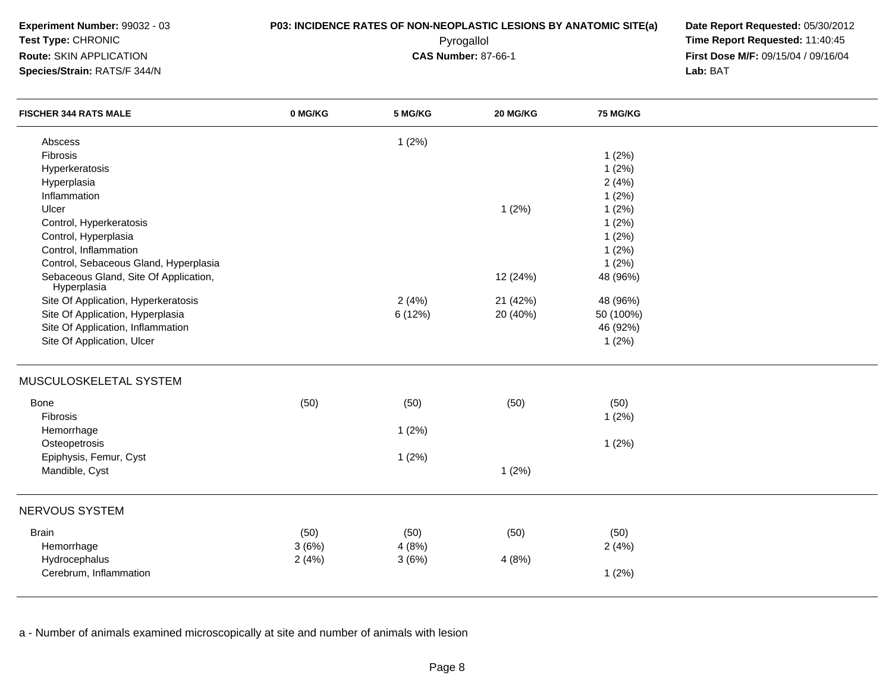**Experiment Number:** 99032 - 03
**Test Type:** CHRONIC
**Route:** SKIN APPLICATION
**Species/Strain:** RATS/F 344/N

**P03: INCIDENCE RATES OF NON-NEOPLASTIC LESIONS BY ANATOMIC SITE(a)**
Pyrogallol
**CAS Number:** 87-66-1

**Date Report Requested:** 05/30/2012
**Time Report Requested:** 11:40:45
**First Dose M/F:** 09/15/04 / 09/16/04
**Lab:** BAT

| FISCHER 344 RATS MALE | 0 MG/KG | 5 MG/KG | 20 MG/KG | 75 MG/KG |
|---|---|---|---|---|
| Abscess | | 1 (2%) | | |
| Fibrosis | | | | 1 (2%) |
| Hyperkeratosis | | | | 1 (2%) |
| Hyperplasia | | | | 2 (4%) |
| Inflammation | | | | 1 (2%) |
| Ulcer | | | 1 (2%) | 1 (2%) |
| Control, Hyperkeratosis | | | | 1 (2%) |
| Control, Hyperplasia | | | | 1 (2%) |
| Control, Inflammation | | | | 1 (2%) |
| Control, Sebaceous Gland, Hyperplasia | | | | 1 (2%) |
| Sebaceous Gland, Site Of Application, Hyperplasia | | | 12 (24%) | 48 (96%) |
| Site Of Application, Hyperkeratosis | | 2 (4%) | 21 (42%) | 48 (96%) |
| Site Of Application, Hyperplasia | | 6 (12%) | 20 (40%) | 50 (100%) |
| Site Of Application, Inflammation | | | | 46 (92%) |
| Site Of Application, Ulcer | | | | 1 (2%) |
| **MUSCULOSKELETAL SYSTEM** | | | | |
| Bone | (50) | (50) | (50) | (50) |
| Fibrosis | | | | 1 (2%) |
| Hemorrhage | | 1 (2%) | | |
| Osteopetrosis | | | | 1 (2%) |
| Epiphysis, Femur, Cyst | | 1 (2%) | | |
| Mandible, Cyst | | | 1 (2%) | |
| **NERVOUS SYSTEM** | | | | |
| Brain | (50) | (50) | (50) | (50) |
| Hemorrhage | 3 (6%) | 4 (8%) | | 2 (4%) |
| Hydrocephalus | 2 (4%) | 3 (6%) | 4 (8%) | |
| Cerebrum, Inflammation | | | | 1 (2%) |

a - Number of animals examined microscopically at site and number of animals with lesion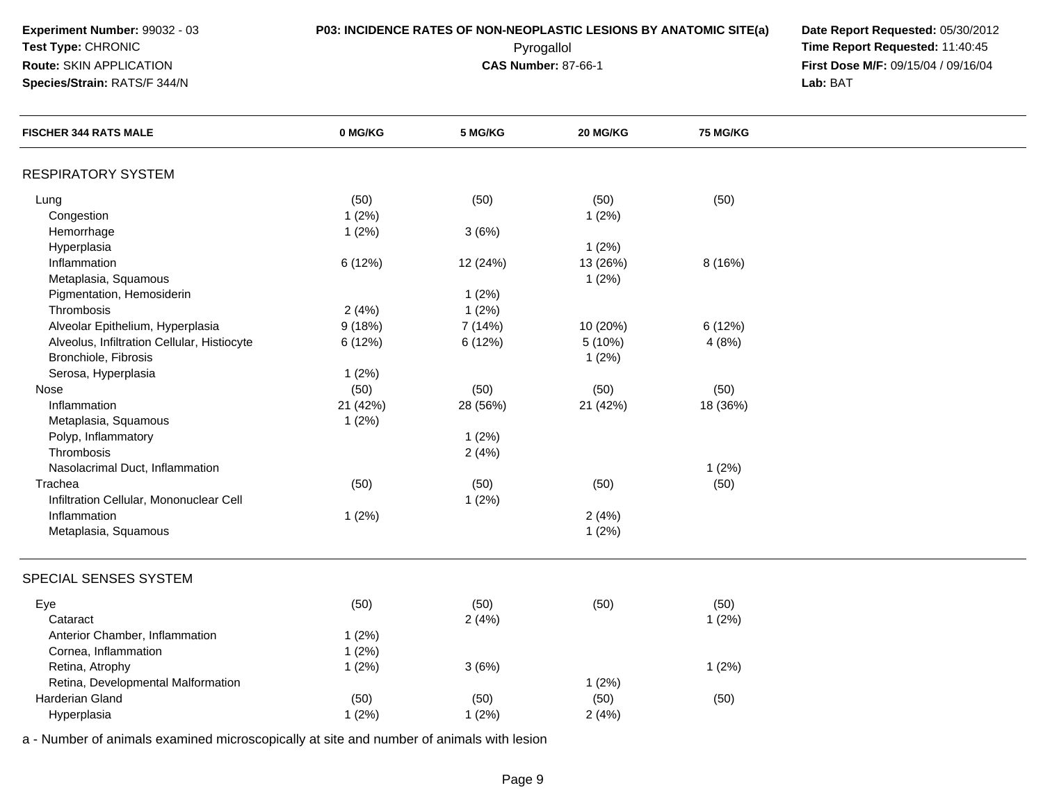**Experiment Number:** 99032 - 03
**Test Type:** CHRONIC
**Route:** SKIN APPLICATION
**Species/Strain:** RATS/F 344/N

**P03: INCIDENCE RATES OF NON-NEOPLASTIC LESIONS BY ANATOMIC SITE(a)**
Pyrogallol
**CAS Number:** 87-66-1

**Date Report Requested:** 05/30/2012
**Time Report Requested:** 11:40:45
**First Dose M/F:** 09/15/04 / 09/16/04
**Lab:** BAT

| FISCHER 344 RATS MALE | 0 MG/KG | 5 MG/KG | 20 MG/KG | 75 MG/KG |
|---|---|---|---|---|
| **RESPIRATORY SYSTEM** | | | | |
| Lung | (50) | (50) | (50) | (50) |
| Congestion | 1 (2%) | | 1 (2%) | |
| Hemorrhage | 1 (2%) | 3 (6%) | | |
| Hyperplasia | | | 1 (2%) | |
| Inflammation | 6 (12%) | 12 (24%) | 13 (26%) | 8 (16%) |
| Metaplasia, Squamous | | | 1 (2%) | |
| Pigmentation, Hemosiderin | | 1 (2%) | | |
| Thrombosis | 2 (4%) | 1 (2%) | | |
| Alveolar Epithelium, Hyperplasia | 9 (18%) | 7 (14%) | 10 (20%) | 6 (12%) |
| Alveolus, Infiltration Cellular, Histiocyte | 6 (12%) | 6 (12%) | 5 (10%) | 4 (8%) |
| Bronchiole, Fibrosis | | | 1 (2%) | |
| Serosa, Hyperplasia | 1 (2%) | | | |
| Nose | (50) | (50) | (50) | (50) |
| Inflammation | 21 (42%) | 28 (56%) | 21 (42%) | 18 (36%) |
| Metaplasia, Squamous | 1 (2%) | | | |
| Polyp, Inflammatory | | 1 (2%) | | |
| Thrombosis | | 2 (4%) | | |
| Nasolacrimal Duct, Inflammation | | | | 1 (2%) |
| Trachea | (50) | (50) | (50) | (50) |
| Infiltration Cellular, Mononuclear Cell | | 1 (2%) | | |
| Inflammation | 1 (2%) | | 2 (4%) | |
| Metaplasia, Squamous | | | 1 (2%) | |
| **SPECIAL SENSES SYSTEM** | | | | |
| Eye | (50) | (50) | (50) | (50) |
| Cataract | | 2 (4%) | | 1 (2%) |
| Anterior Chamber, Inflammation | 1 (2%) | | | |
| Cornea, Inflammation | 1 (2%) | | | |
| Retina, Atrophy | 1 (2%) | 3 (6%) | | 1 (2%) |
| Retina, Developmental Malformation | | | 1 (2%) | |
| Harderian Gland | (50) | (50) | (50) | (50) |
| Hyperplasia | 1 (2%) | 1 (2%) | 2 (4%) | |

a - Number of animals examined microscopically at site and number of animals with lesion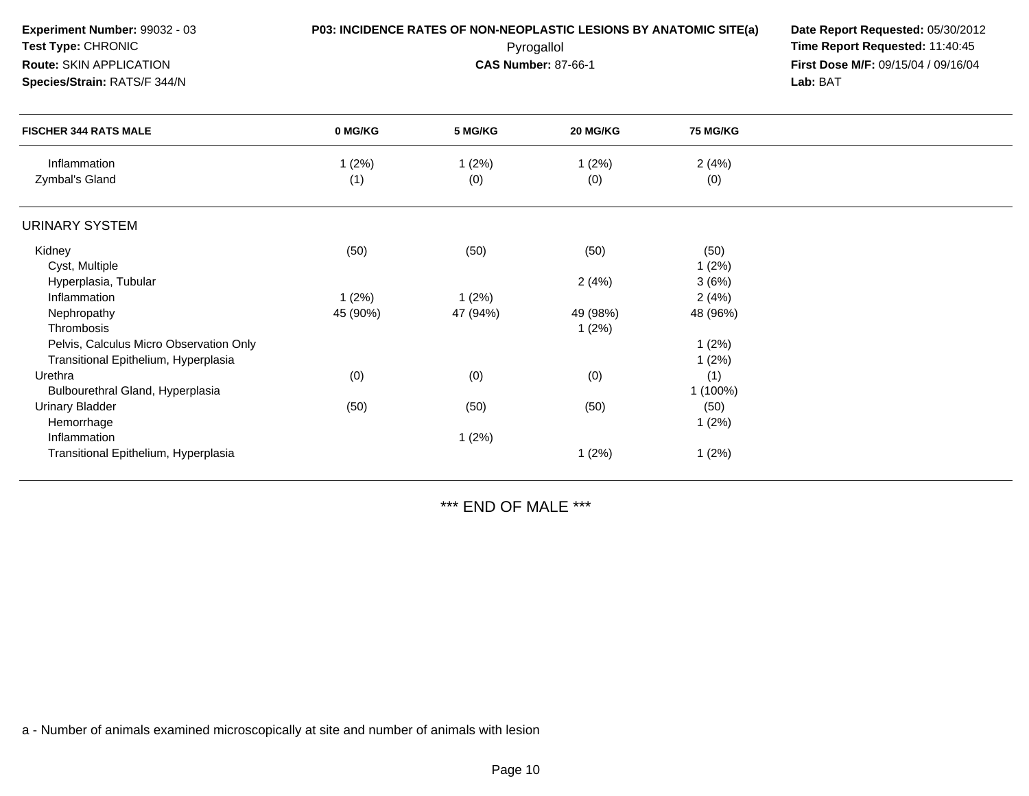**Experiment Number:** 99032 - 03
**Test Type:** CHRONIC
**Route:** SKIN APPLICATION
**Species/Strain:** RATS/F 344/N

**P03: INCIDENCE RATES OF NON-NEOPLASTIC LESIONS BY ANATOMIC SITE(a)**
Pyrogallol
**CAS Number:** 87-66-1

**Date Report Requested:** 05/30/2012
**Time Report Requested:** 11:40:45
**First Dose M/F:** 09/15/04 / 09/16/04
**Lab:** BAT

| FISCHER 344 RATS MALE | 0 MG/KG | 5 MG/KG | 20 MG/KG | 75 MG/KG |
|---|---|---|---|---|
| Inflammation | 1 (2%) | 1 (2%) | 1 (2%) | 2 (4%) |
| Zymbal's Gland | (1) | (0) | (0) | (0) |
| **URINARY SYSTEM** | | | | |
| Kidney | (50) | (50) | (50) | (50) |
| Cyst, Multiple | | | | 1 (2%) |
| Hyperplasia, Tubular | | | 2 (4%) | 3 (6%) |
| Inflammation | 1 (2%) | 1 (2%) | | 2 (4%) |
| Nephropathy | 45 (90%) | 47 (94%) | 49 (98%) | 48 (96%) |
| Thrombosis | | | 1 (2%) | |
| Pelvis, Calculus Micro Observation Only | | | | 1 (2%) |
| Transitional Epithelium, Hyperplasia | | | | 1 (2%) |
| Urethra | (0) | (0) | (0) | (1) |
| Bulbourethral Gland, Hyperplasia | | | | 1 (100%) |
| Urinary Bladder | (50) | (50) | (50) | (50) |
| Hemorrhage | | | | 1 (2%) |
| Inflammation | | 1 (2%) | | |
| Transitional Epithelium, Hyperplasia | | | 1 (2%) | 1 (2%) |

\*\*\* END OF MALE \*\*\*

a - Number of animals examined microscopically at site and number of animals with lesion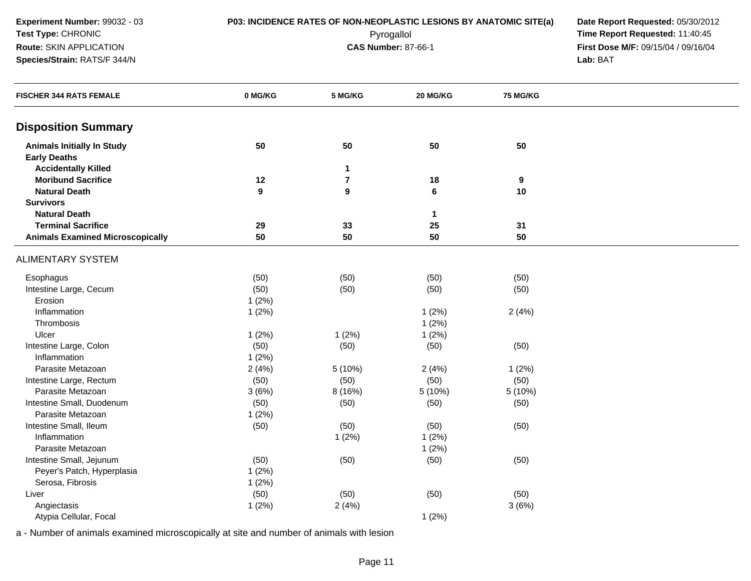**Experiment Number:** 99032 - 03
**Test Type:** CHRONIC
**Route:** SKIN APPLICATION
**Species/Strain:** RATS/F 344/N

**P03: INCIDENCE RATES OF NON-NEOPLASTIC LESIONS BY ANATOMIC SITE(a)**
Pyrogallol
**CAS Number:** 87-66-1

**Date Report Requested:** 05/30/2012
**Time Report Requested:** 11:40:45
**First Dose M/F:** 09/15/04 / 09/16/04
**Lab:** BAT

| FISCHER 344 RATS FEMALE | 0 MG/KG | 5 MG/KG | 20 MG/KG | 75 MG/KG |
|---|---|---|---|---|
| **Disposition Summary** | | | | |
| **Animals Initially In Study** | **50** | **50** | **50** | **50** |
| **Early Deaths** | | | | |
| **Accidentally Killed** | | **1** | | |
| **Moribund Sacrifice** | **12** | **7** | **18** | **9** |
| **Natural Death** | **9** | **9** | **6** | **10** |
| **Survivors** | | | | |
| **Natural Death** | | | **1** | |
| **Terminal Sacrifice** | **29** | **33** | **25** | **31** |
| **Animals Examined Microscopically** | **50** | **50** | **50** | **50** |
| ALIMENTARY SYSTEM | | | | |
| Esophagus | (50) | (50) | (50) | (50) |
| Intestine Large, Cecum | (50) | (50) | (50) | (50) |
| Erosion | 1 (2%) | | | |
| Inflammation | 1 (2%) | | 1 (2%) | 2 (4%) |
| Thrombosis | | | 1 (2%) | |
| Ulcer | 1 (2%) | 1 (2%) | 1 (2%) | |
| Intestine Large, Colon | (50) | (50) | (50) | (50) |
| Inflammation | 1 (2%) | | | |
| Parasite Metazoan | 2 (4%) | 5 (10%) | 2 (4%) | 1 (2%) |
| Intestine Large, Rectum | (50) | (50) | (50) | (50) |
| Parasite Metazoan | 3 (6%) | 8 (16%) | 5 (10%) | 5 (10%) |
| Intestine Small, Duodenum | (50) | (50) | (50) | (50) |
| Parasite Metazoan | 1 (2%) | | | |
| Intestine Small, Ileum | (50) | (50) | (50) | (50) |
| Inflammation | | 1 (2%) | 1 (2%) | |
| Parasite Metazoan | | | 1 (2%) | |
| Intestine Small, Jejunum | (50) | (50) | (50) | (50) |
| Peyer's Patch, Hyperplasia | 1 (2%) | | | |
| Serosa, Fibrosis | 1 (2%) | | | |
| Liver | (50) | (50) | (50) | (50) |
| Angiectasis | 1 (2%) | 2 (4%) | | 3 (6%) |
| Atypia Cellular, Focal | | | 1 (2%) | |

a - Number of animals examined microscopically at site and number of animals with lesion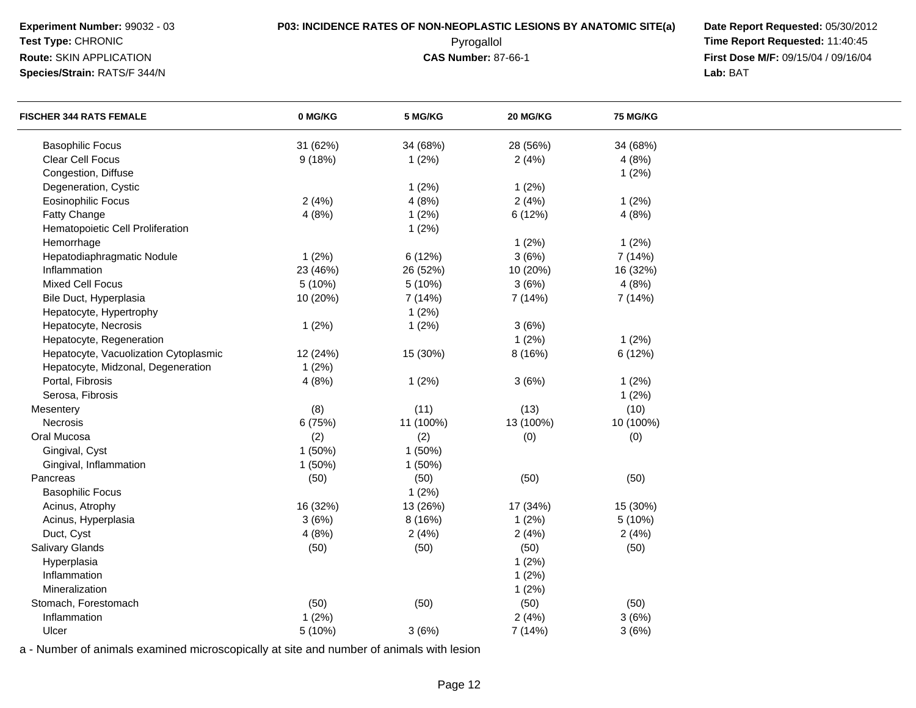**Experiment Number:** 99032 - 03
**Test Type:** CHRONIC
**Route:** SKIN APPLICATION
**Species/Strain:** RATS/F 344/N

**P03: INCIDENCE RATES OF NON-NEOPLASTIC LESIONS BY ANATOMIC SITE(a)**
Pyrogallol
**CAS Number:** 87-66-1

**Date Report Requested:** 05/30/2012
**Time Report Requested:** 11:40:45
**First Dose M/F:** 09/15/04 / 09/16/04
**Lab:** BAT

| FISCHER 344 RATS FEMALE | 0 MG/KG | 5 MG/KG | 20 MG/KG | 75 MG/KG |
|---|---|---|---|---|
| Basophilic Focus | 31 (62%) | 34 (68%) | 28 (56%) | 34 (68%) |
| Clear Cell Focus | 9 (18%) | 1 (2%) | 2 (4%) | 4 (8%) |
| Congestion, Diffuse | | | | 1 (2%) |
| Degeneration, Cystic | | 1 (2%) | 1 (2%) | |
| Eosinophilic Focus | 2 (4%) | 4 (8%) | 2 (4%) | 1 (2%) |
| Fatty Change | 4 (8%) | 1 (2%) | 6 (12%) | 4 (8%) |
| Hematopoietic Cell Proliferation | | 1 (2%) | | |
| Hemorrhage | | | 1 (2%) | 1 (2%) |
| Hepatodiaphragmatic Nodule | 1 (2%) | 6 (12%) | 3 (6%) | 7 (14%) |
| Inflammation | 23 (46%) | 26 (52%) | 10 (20%) | 16 (32%) |
| Mixed Cell Focus | 5 (10%) | 5 (10%) | 3 (6%) | 4 (8%) |
| Bile Duct, Hyperplasia | 10 (20%) | 7 (14%) | 7 (14%) | 7 (14%) |
| Hepatocyte, Hypertrophy | | 1 (2%) | | |
| Hepatocyte, Necrosis | 1 (2%) | 1 (2%) | 3 (6%) | |
| Hepatocyte, Regeneration | | | 1 (2%) | 1 (2%) |
| Hepatocyte, Vacuolization Cytoplasmic | 12 (24%) | 15 (30%) | 8 (16%) | 6 (12%) |
| Hepatocyte, Midzonal, Degeneration | 1 (2%) | | | |
| Portal, Fibrosis | 4 (8%) | 1 (2%) | 3 (6%) | 1 (2%) |
| Serosa, Fibrosis | | | | 1 (2%) |
| Mesentery | (8) | (11) | (13) | (10) |
| Necrosis | 6 (75%) | 11 (100%) | 13 (100%) | 10 (100%) |
| Oral Mucosa | (2) | (2) | (0) | (0) |
| Gingival, Cyst | 1 (50%) | 1 (50%) | | |
| Gingival, Inflammation | 1 (50%) | 1 (50%) | | |
| Pancreas | (50) | (50) | (50) | (50) |
| Basophilic Focus | | 1 (2%) | | |
| Acinus, Atrophy | 16 (32%) | 13 (26%) | 17 (34%) | 15 (30%) |
| Acinus, Hyperplasia | 3 (6%) | 8 (16%) | 1 (2%) | 5 (10%) |
| Duct, Cyst | 4 (8%) | 2 (4%) | 2 (4%) | 2 (4%) |
| Salivary Glands | (50) | (50) | (50) | (50) |
| Hyperplasia | | | 1 (2%) | |
| Inflammation | | | 1 (2%) | |
| Mineralization | | | 1 (2%) | |
| Stomach, Forestomach | (50) | (50) | (50) | (50) |
| Inflammation | 1 (2%) | | 2 (4%) | 3 (6%) |
| Ulcer | 5 (10%) | 3 (6%) | 7 (14%) | 3 (6%) |

a - Number of animals examined microscopically at site and number of animals with lesion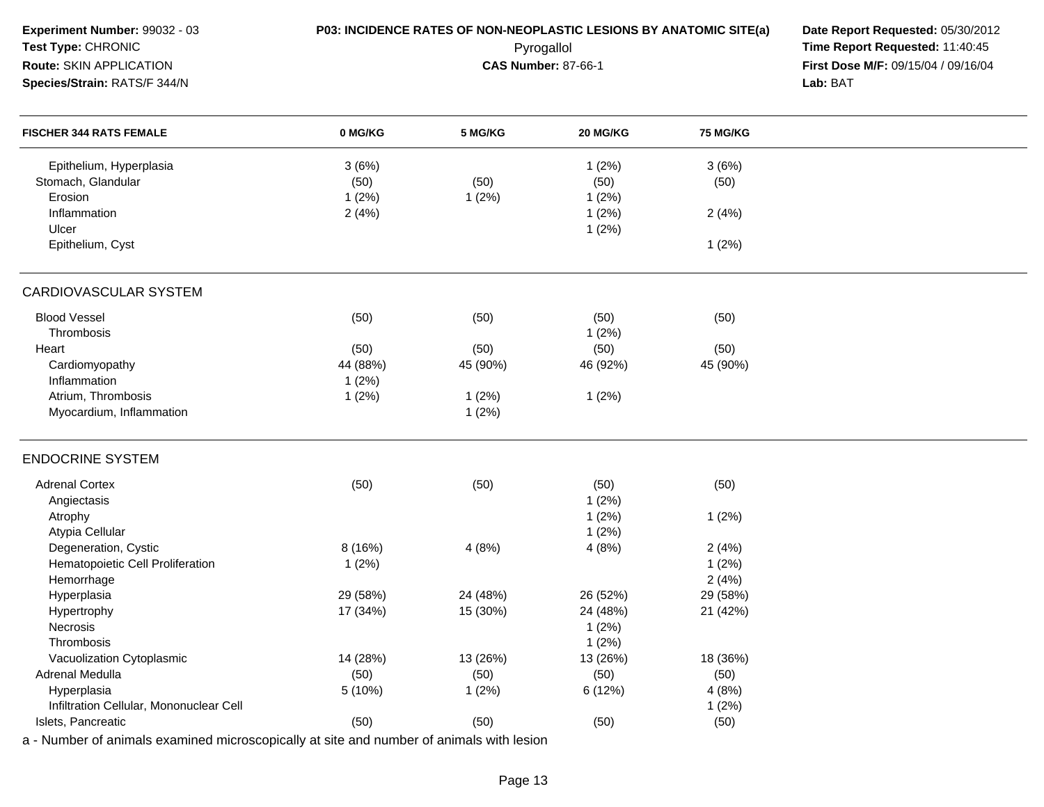**Experiment Number:** 99032 - 03
**Test Type:** CHRONIC
**Route:** SKIN APPLICATION
**Species/Strain:** RATS/F 344/N

**P03: INCIDENCE RATES OF NON-NEOPLASTIC LESIONS BY ANATOMIC SITE(a)**
Pyrogallol
**CAS Number:** 87-66-1

**Date Report Requested:** 05/30/2012
**Time Report Requested:** 11:40:45
**First Dose M/F:** 09/15/04 / 09/16/04
**Lab:** BAT

| FISCHER 344 RATS FEMALE | 0 MG/KG | 5 MG/KG | 20 MG/KG | 75 MG/KG |
|---|---|---|---|---|
| Epithelium, Hyperplasia | 3 (6%) | | 1 (2%) | 3 (6%) |
| Stomach, Glandular | (50) | (50) | (50) | (50) |
| Erosion | 1 (2%) | 1 (2%) | 1 (2%) | |
| Inflammation | 2 (4%) | | 1 (2%) | 2 (4%) |
| Ulcer | | | 1 (2%) | |
| Epithelium, Cyst | | | | 1 (2%) |
| **CARDIOVASCULAR SYSTEM** | | | | |
| Blood Vessel | (50) | (50) | (50) | (50) |
| Thrombosis | | | 1 (2%) | |
| Heart | (50) | (50) | (50) | (50) |
| Cardiomyopathy | 44 (88%) | 45 (90%) | 46 (92%) | 45 (90%) |
| Inflammation | 1 (2%) | | | |
| Atrium, Thrombosis | 1 (2%) | 1 (2%) | 1 (2%) | |
| Myocardium, Inflammation | | 1 (2%) | | |
| **ENDOCRINE SYSTEM** | | | | |
| Adrenal Cortex | (50) | (50) | (50) | (50) |
| Angiectasis | | | 1 (2%) | |
| Atrophy | | | 1 (2%) | 1 (2%) |
| Atypia Cellular | | | 1 (2%) | |
| Degeneration, Cystic | 8 (16%) | 4 (8%) | 4 (8%) | 2 (4%) |
| Hematopoietic Cell Proliferation | 1 (2%) | | | 1 (2%) |
| Hemorrhage | | | | 2 (4%) |
| Hyperplasia | 29 (58%) | 24 (48%) | 26 (52%) | 29 (58%) |
| Hypertrophy | 17 (34%) | 15 (30%) | 24 (48%) | 21 (42%) |
| Necrosis | | | 1 (2%) | |
| Thrombosis | | | 1 (2%) | |
| Vacuolization Cytoplasmic | 14 (28%) | 13 (26%) | 13 (26%) | 18 (36%) |
| Adrenal Medulla | (50) | (50) | (50) | (50) |
| Hyperplasia | 5 (10%) | 1 (2%) | 6 (12%) | 4 (8%) |
| Infiltration Cellular, Mononuclear Cell | | | | 1 (2%) |
| Islets, Pancreatic | (50) | (50) | (50) | (50) |

a - Number of animals examined microscopically at site and number of animals with lesion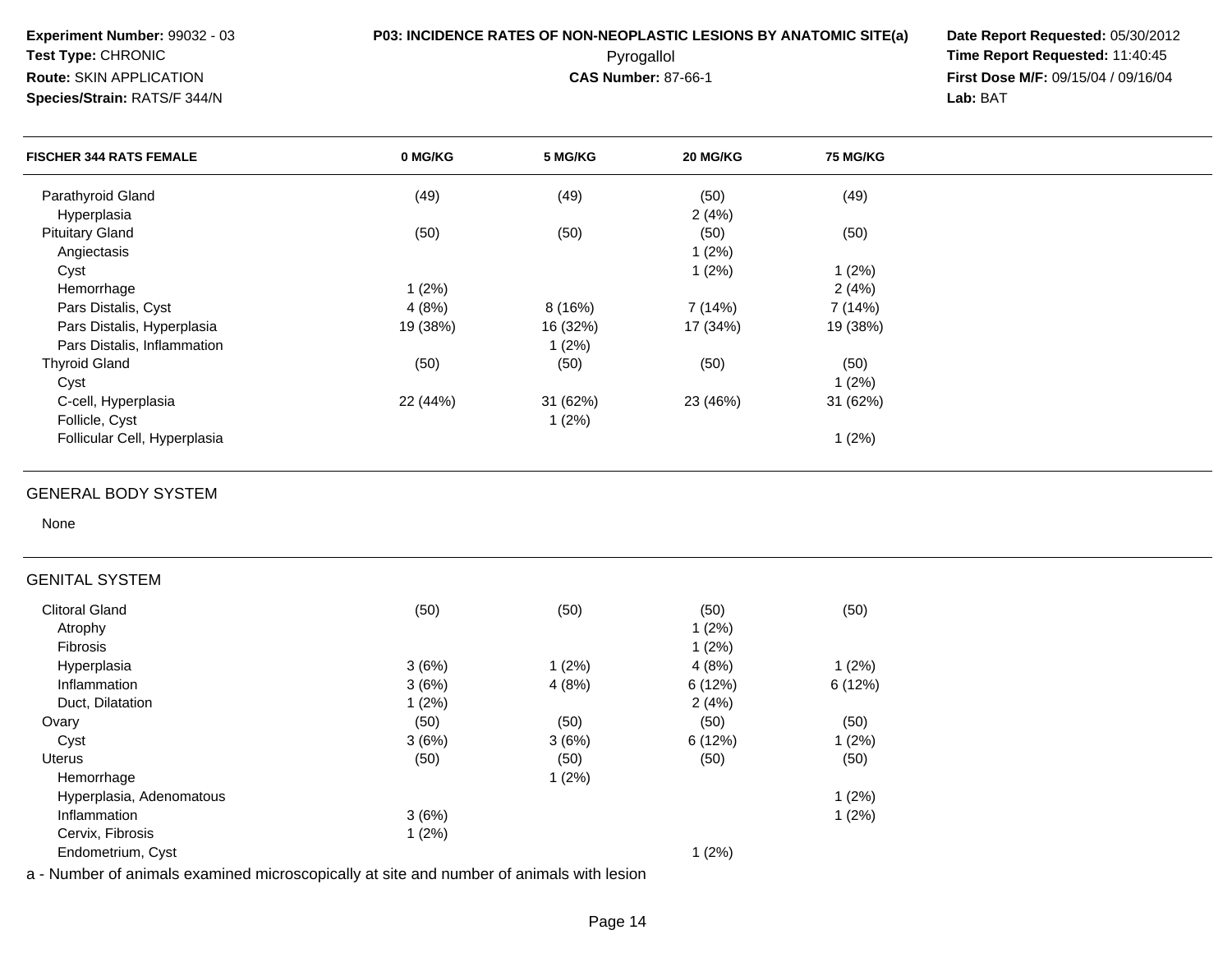**Experiment Number:** 99032 - 03
**Test Type:** CHRONIC
**Route:** SKIN APPLICATION
**Species/Strain:** RATS/F 344/N

**P03: INCIDENCE RATES OF NON-NEOPLASTIC LESIONS BY ANATOMIC SITE(a)**
Pyrogallol
**CAS Number:** 87-66-1

**Date Report Requested:** 05/30/2012
**Time Report Requested:** 11:40:45
**First Dose M/F:** 09/15/04 / 09/16/04
**Lab:** BAT

| FISCHER 344 RATS FEMALE | 0 MG/KG | 5 MG/KG | 20 MG/KG | 75 MG/KG |
|---|---|---|---|---|
| Parathyroid Gland | (49) | (49) | (50) | (49) |
| Hyperplasia | | | 2 (4%) | |
| Pituitary Gland | (50) | (50) | (50) | (50) |
| Angiectasis | | | 1 (2%) | |
| Cyst | | | 1 (2%) | 1 (2%) |
| Hemorrhage | 1 (2%) | | | 2 (4%) |
| Pars Distalis, Cyst | 4 (8%) | 8 (16%) | 7 (14%) | 7 (14%) |
| Pars Distalis, Hyperplasia | 19 (38%) | 16 (32%) | 17 (34%) | 19 (38%) |
| Pars Distalis, Inflammation | | 1 (2%) | | |
| Thyroid Gland | (50) | (50) | (50) | (50) |
| Cyst | | | | 1 (2%) |
| C-cell, Hyperplasia | 22 (44%) | 31 (62%) | 23 (46%) | 31 (62%) |
| Follicle, Cyst | | 1 (2%) | | |
| Follicular Cell, Hyperplasia | | | | 1 (2%) |

GENERAL BODY SYSTEM

None

GENITAL SYSTEM

| FISCHER 344 RATS FEMALE | 0 MG/KG | 5 MG/KG | 20 MG/KG | 75 MG/KG |
|---|---|---|---|---|
| Clitoral Gland | (50) | (50) | (50) | (50) |
| Atrophy | | | 1 (2%) | |
| Fibrosis | | | 1 (2%) | |
| Hyperplasia | 3 (6%) | 1 (2%) | 4 (8%) | 1 (2%) |
| Inflammation | 3 (6%) | 4 (8%) | 6 (12%) | 6 (12%) |
| Duct, Dilatation | 1 (2%) | | 2 (4%) | |
| Ovary | (50) | (50) | (50) | (50) |
| Cyst | 3 (6%) | 3 (6%) | 6 (12%) | 1 (2%) |
| Uterus | (50) | (50) | (50) | (50) |
| Hemorrhage | | 1 (2%) | | |
| Hyperplasia, Adenomatous | | | | 1 (2%) |
| Inflammation | 3 (6%) | | | 1 (2%) |
| Cervix, Fibrosis | 1 (2%) | | | |
| Endometrium, Cyst | | | 1 (2%) | |

a - Number of animals examined microscopically at site and number of animals with lesion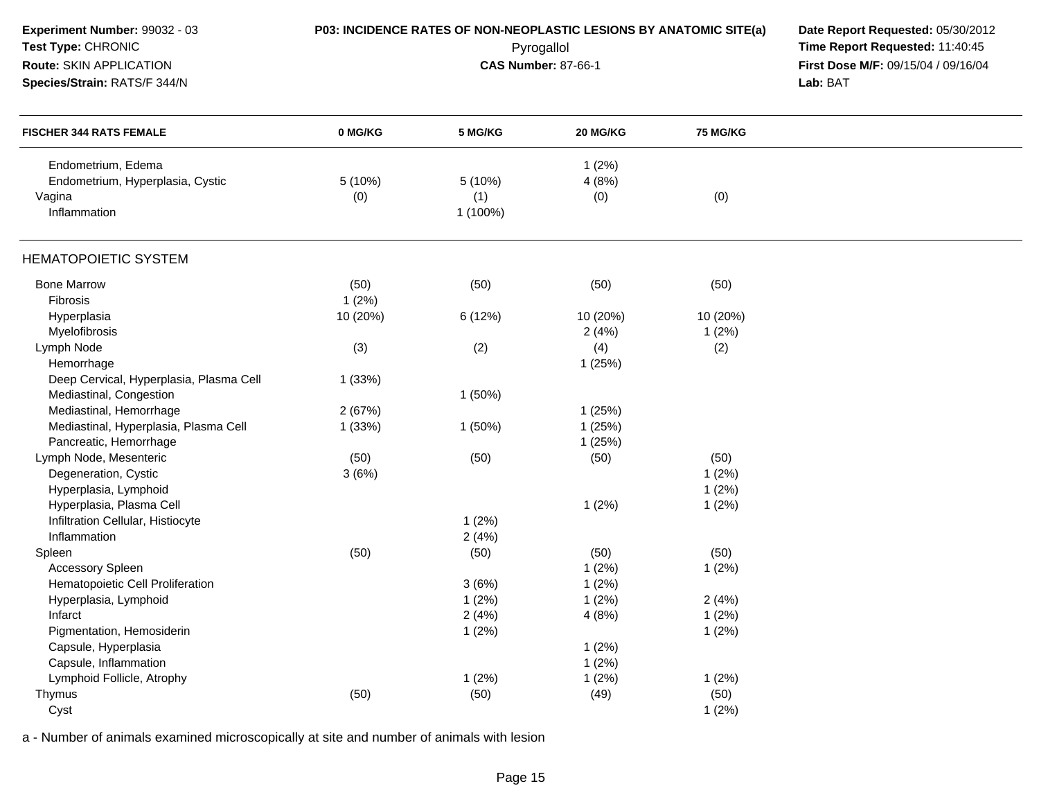**Experiment Number:** 99032 - 03
**Test Type:** CHRONIC
**Route:** SKIN APPLICATION
**Species/Strain:** RATS/F 344/N

**P03: INCIDENCE RATES OF NON-NEOPLASTIC LESIONS BY ANATOMIC SITE(a)**
Pyrogallol
**CAS Number:** 87-66-1

**Date Report Requested:** 05/30/2012
**Time Report Requested:** 11:40:45
**First Dose M/F:** 09/15/04 / 09/16/04
**Lab:** BAT

| FISCHER 344 RATS FEMALE | 0 MG/KG | 5 MG/KG | 20 MG/KG | 75 MG/KG |
|---|---|---|---|---|
| Endometrium, Edema | | | 1 (2%) | |
| Endometrium, Hyperplasia, Cystic | 5 (10%) | 5 (10%) | 4 (8%) | |
| Vagina | (0) | (1) | (0) | (0) |
| Inflammation | | 1 (100%) | | |
| **HEMATOPOIETIC SYSTEM** | | | | |
| Bone Marrow | (50) | (50) | (50) | (50) |
| Fibrosis | 1 (2%) | | | |
| Hyperplasia | 10 (20%) | 6 (12%) | 10 (20%) | 10 (20%) |
| Myelofibrosis | | | 2 (4%) | 1 (2%) |
| Lymph Node | (3) | (2) | (4) | (2) |
| Hemorrhage | | | 1 (25%) | |
| Deep Cervical, Hyperplasia, Plasma Cell | 1 (33%) | | | |
| Mediastinal, Congestion | | 1 (50%) | | |
| Mediastinal, Hemorrhage | 2 (67%) | | 1 (25%) | |
| Mediastinal, Hyperplasia, Plasma Cell | 1 (33%) | 1 (50%) | 1 (25%) | |
| Pancreatic, Hemorrhage | | | 1 (25%) | |
| Lymph Node, Mesenteric | (50) | (50) | (50) | (50) |
| Degeneration, Cystic | 3 (6%) | | | 1 (2%) |
| Hyperplasia, Lymphoid | | | | 1 (2%) |
| Hyperplasia, Plasma Cell | | | 1 (2%) | 1 (2%) |
| Infiltration Cellular, Histiocyte | | 1 (2%) | | |
| Inflammation | | 2 (4%) | | |
| Spleen | (50) | (50) | (50) | (50) |
| Accessory Spleen | | | 1 (2%) | 1 (2%) |
| Hematopoietic Cell Proliferation | | 3 (6%) | 1 (2%) | |
| Hyperplasia, Lymphoid | | 1 (2%) | 1 (2%) | 2 (4%) |
| Infarct | | 2 (4%) | 4 (8%) | 1 (2%) |
| Pigmentation, Hemosiderin | | 1 (2%) | | 1 (2%) |
| Capsule, Hyperplasia | | | 1 (2%) | |
| Capsule, Inflammation | | | 1 (2%) | |
| Lymphoid Follicle, Atrophy | | 1 (2%) | 1 (2%) | 1 (2%) |
| Thymus | (50) | (50) | (49) | (50) |
| Cyst | | | | 1 (2%) |

a - Number of animals examined microscopically at site and number of animals with lesion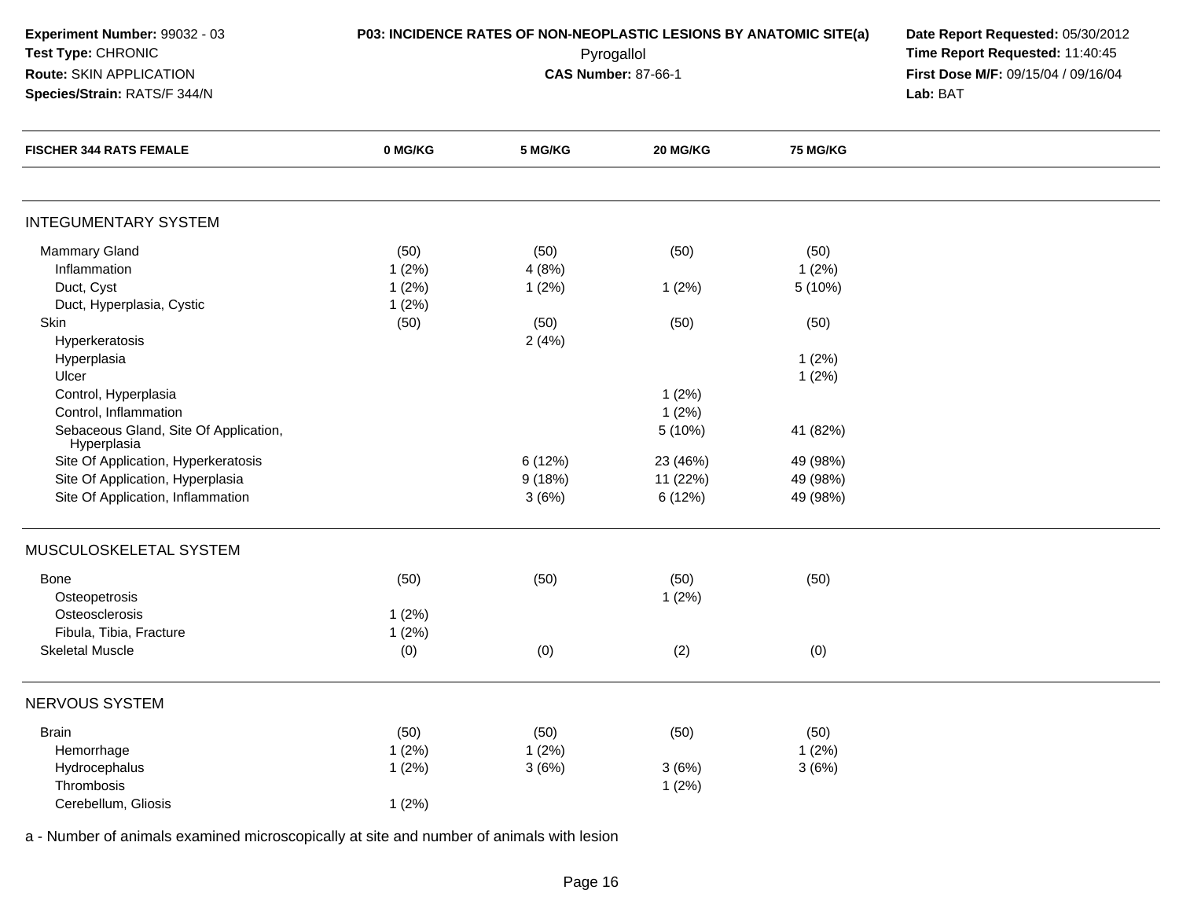**Experiment Number:** 99032 - 03
**Test Type:** CHRONIC
**Route:** SKIN APPLICATION
**Species/Strain:** RATS/F 344/N

**P03: INCIDENCE RATES OF NON-NEOPLASTIC LESIONS BY ANATOMIC SITE(a)**
Pyrogallol
**CAS Number:** 87-66-1

**Date Report Requested:** 05/30/2012
**Time Report Requested:** 11:40:45
**First Dose M/F:** 09/15/04 / 09/16/04
**Lab:** BAT

| FISCHER 344 RATS FEMALE | 0 MG/KG | 5 MG/KG | 20 MG/KG | 75 MG/KG |
|---|---|---|---|---|
| **INTEGUMENTARY SYSTEM** | | | | |
| Mammary Gland | (50) | (50) | (50) | (50) |
| Inflammation | 1 (2%) | 4 (8%) | | 1 (2%) |
| Duct, Cyst | 1 (2%) | 1 (2%) | 1 (2%) | 5 (10%) |
| Duct, Hyperplasia, Cystic | 1 (2%) | | | |
| Skin | (50) | (50) | (50) | (50) |
| Hyperkeratosis | | 2 (4%) | | |
| Hyperplasia | | | | 1 (2%) |
| Ulcer | | | | 1 (2%) |
| Control, Hyperplasia | | | 1 (2%) | |
| Control, Inflammation | | | 1 (2%) | |
| Sebaceous Gland, Site Of Application, Hyperplasia | | | 5 (10%) | 41 (82%) |
| Site Of Application, Hyperkeratosis | | 6 (12%) | 23 (46%) | 49 (98%) |
| Site Of Application, Hyperplasia | | 9 (18%) | 11 (22%) | 49 (98%) |
| Site Of Application, Inflammation | | 3 (6%) | 6 (12%) | 49 (98%) |
| **MUSCULOSKELETAL SYSTEM** | | | | |
| Bone | (50) | (50) | (50) | (50) |
| Osteopetrosis | | | 1 (2%) | |
| Osteosclerosis | 1 (2%) | | | |
| Fibula, Tibia, Fracture | 1 (2%) | | | |
| Skeletal Muscle | (0) | (0) | (2) | (0) |
| **NERVOUS SYSTEM** | | | | |
| Brain | (50) | (50) | (50) | (50) |
| Hemorrhage | 1 (2%) | 1 (2%) | | 1 (2%) |
| Hydrocephalus | 1 (2%) | 3 (6%) | 3 (6%) | 3 (6%) |
| Thrombosis | | | 1 (2%) | |
| Cerebellum, Gliosis | 1 (2%) | | | |

a - Number of animals examined microscopically at site and number of animals with lesion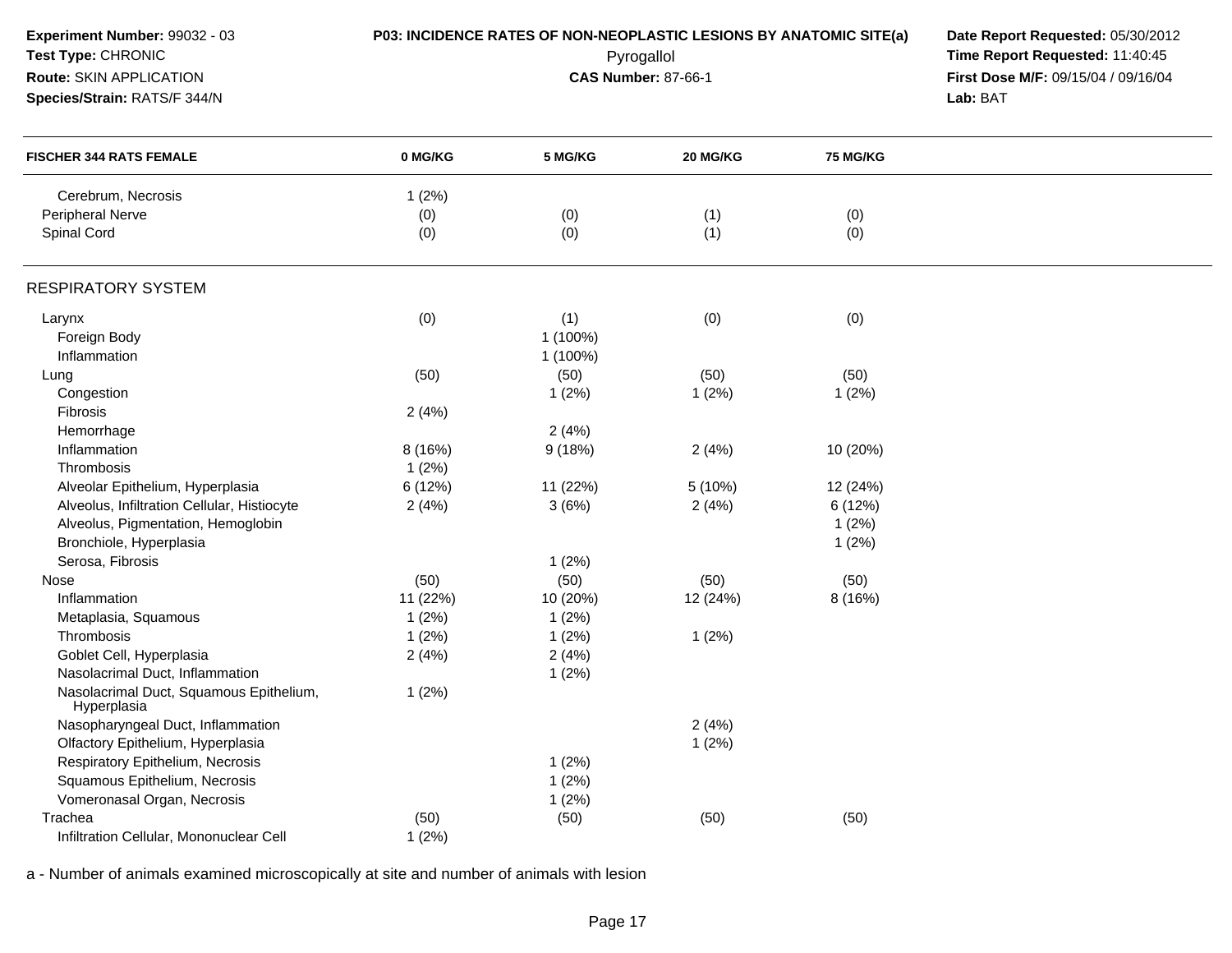**Experiment Number:** 99032 - 03
**Test Type:** CHRONIC
**Route:** SKIN APPLICATION
**Species/Strain:** RATS/F 344/N

**P03: INCIDENCE RATES OF NON-NEOPLASTIC LESIONS BY ANATOMIC SITE(a)**
Pyrogallol
**CAS Number:** 87-66-1

**Date Report Requested:** 05/30/2012
**Time Report Requested:** 11:40:45
**First Dose M/F:** 09/15/04 / 09/16/04
**Lab:** BAT

| FISCHER 344 RATS FEMALE | 0 MG/KG | 5 MG/KG | 20 MG/KG | 75 MG/KG |
|---|---|---|---|---|
| Cerebrum, Necrosis | 1 (2%) | | | |
| Peripheral Nerve | (0) | (0) | (1) | (0) |
| Spinal Cord | (0) | (0) | (1) | (0) |
| **RESPIRATORY SYSTEM** | | | | |
| Larynx | (0) | (1) | (0) | (0) |
| Foreign Body | | 1 (100%) | | |
| Inflammation | | 1 (100%) | | |
| Lung | (50) | (50) | (50) | (50) |
| Congestion | | 1 (2%) | 1 (2%) | 1 (2%) |
| Fibrosis | 2 (4%) | | | |
| Hemorrhage | | 2 (4%) | | |
| Inflammation | 8 (16%) | 9 (18%) | 2 (4%) | 10 (20%) |
| Thrombosis | 1 (2%) | | | |
| Alveolar Epithelium, Hyperplasia | 6 (12%) | 11 (22%) | 5 (10%) | 12 (24%) |
| Alveolus, Infiltration Cellular, Histiocyte | 2 (4%) | 3 (6%) | 2 (4%) | 6 (12%) |
| Alveolus, Pigmentation, Hemoglobin | | | | 1 (2%) |
| Bronchiole, Hyperplasia | | | | 1 (2%) |
| Serosa, Fibrosis | | 1 (2%) | | |
| Nose | (50) | (50) | (50) | (50) |
| Inflammation | 11 (22%) | 10 (20%) | 12 (24%) | 8 (16%) |
| Metaplasia, Squamous | 1 (2%) | 1 (2%) | | |
| Thrombosis | 1 (2%) | 1 (2%) | 1 (2%) | |
| Goblet Cell, Hyperplasia | 2 (4%) | 2 (4%) | | |
| Nasolacrimal Duct, Inflammation | | 1 (2%) | | |
| Nasolacrimal Duct, Squamous Epithelium, Hyperplasia | 1 (2%) | | | |
| Nasopharyngeal Duct, Inflammation | | | 2 (4%) | |
| Olfactory Epithelium, Hyperplasia | | | 1 (2%) | |
| Respiratory Epithelium, Necrosis | | 1 (2%) | | |
| Squamous Epithelium, Necrosis | | 1 (2%) | | |
| Vomeronasal Organ, Necrosis | | 1 (2%) | | |
| Trachea | (50) | (50) | (50) | (50) |
| Infiltration Cellular, Mononuclear Cell | 1 (2%) | | | |

a - Number of animals examined microscopically at site and number of animals with lesion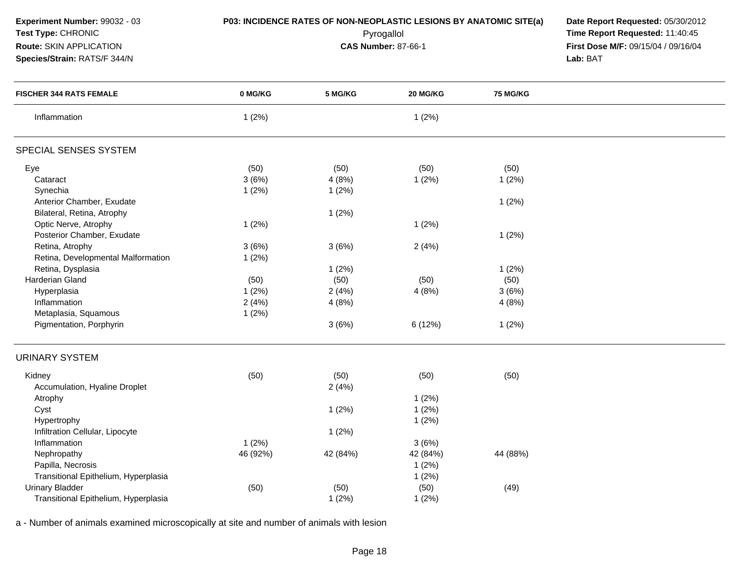**Experiment Number:** 99032 - 03
**Test Type:** CHRONIC
**Route:** SKIN APPLICATION
**Species/Strain:** RATS/F 344/N

**P03: INCIDENCE RATES OF NON-NEOPLASTIC LESIONS BY ANATOMIC SITE(a)**
Pyrogallol
**CAS Number:** 87-66-1

**Date Report Requested:** 05/30/2012
**Time Report Requested:** 11:40:45
**First Dose M/F:** 09/15/04 / 09/16/04
**Lab:** BAT

| FISCHER 344 RATS FEMALE | 0 MG/KG | 5 MG/KG | 20 MG/KG | 75 MG/KG |
|---|---|---|---|---|
| Inflammation | 1 (2%) | | 1 (2%) | |
| **SPECIAL SENSES SYSTEM** | | | | |
| Eye | (50) | (50) | (50) | (50) |
| Cataract | 3 (6%) | 4 (8%) | 1 (2%) | 1 (2%) |
| Synechia | 1 (2%) | 1 (2%) | | |
| Anterior Chamber, Exudate | | | | 1 (2%) |
| Bilateral, Retina, Atrophy | | 1 (2%) | | |
| Optic Nerve, Atrophy | 1 (2%) | | 1 (2%) | |
| Posterior Chamber, Exudate | | | | 1 (2%) |
| Retina, Atrophy | 3 (6%) | 3 (6%) | 2 (4%) | |
| Retina, Developmental Malformation | 1 (2%) | | | |
| Retina, Dysplasia | | 1 (2%) | | 1 (2%) |
| Harderian Gland | (50) | (50) | (50) | (50) |
| Hyperplasia | 1 (2%) | 2 (4%) | 4 (8%) | 3 (6%) |
| Inflammation | 2 (4%) | 4 (8%) | | 4 (8%) |
| Metaplasia, Squamous | 1 (2%) | | | |
| Pigmentation, Porphyrin | | 3 (6%) | 6 (12%) | 1 (2%) |
| **URINARY SYSTEM** | | | | |
| Kidney | (50) | (50) | (50) | (50) |
| Accumulation, Hyaline Droplet | | 2 (4%) | | |
| Atrophy | | | 1 (2%) | |
| Cyst | | 1 (2%) | 1 (2%) | |
| Hypertrophy | | | 1 (2%) | |
| Infiltration Cellular, Lipocyte | | 1 (2%) | | |
| Inflammation | 1 (2%) | | 3 (6%) | |
| Nephropathy | 46 (92%) | 42 (84%) | 42 (84%) | 44 (88%) |
| Papilla, Necrosis | | | 1 (2%) | |
| Transitional Epithelium, Hyperplasia | | | 1 (2%) | |
| Urinary Bladder | (50) | (50) | (50) | (49) |
| Transitional Epithelium, Hyperplasia | | 1 (2%) | 1 (2%) | |

a - Number of animals examined microscopically at site and number of animals with lesion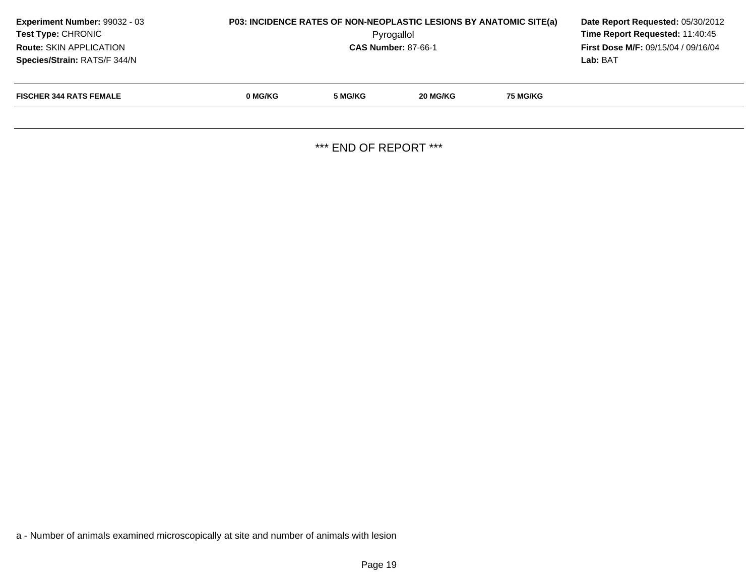**Experiment Number:** 99032 - 03
**Test Type:** CHRONIC
**Route:** SKIN APPLICATION
**Species/Strain:** RATS/F 344/N

**P03: INCIDENCE RATES OF NON-NEOPLASTIC LESIONS BY ANATOMIC SITE(a)**
Pyrogallol
**CAS Number:** 87-66-1

**Date Report Requested:** 05/30/2012
**Time Report Requested:** 11:40:45
**First Dose M/F:** 09/15/04 / 09/16/04
**Lab:** BAT

| FISCHER 344 RATS FEMALE | 0 MG/KG | 5 MG/KG | 20 MG/KG | 75 MG/KG |
|---|---|---|---|---|

*** END OF REPORT ***

a - Number of animals examined microscopically at site and number of animals with lesion